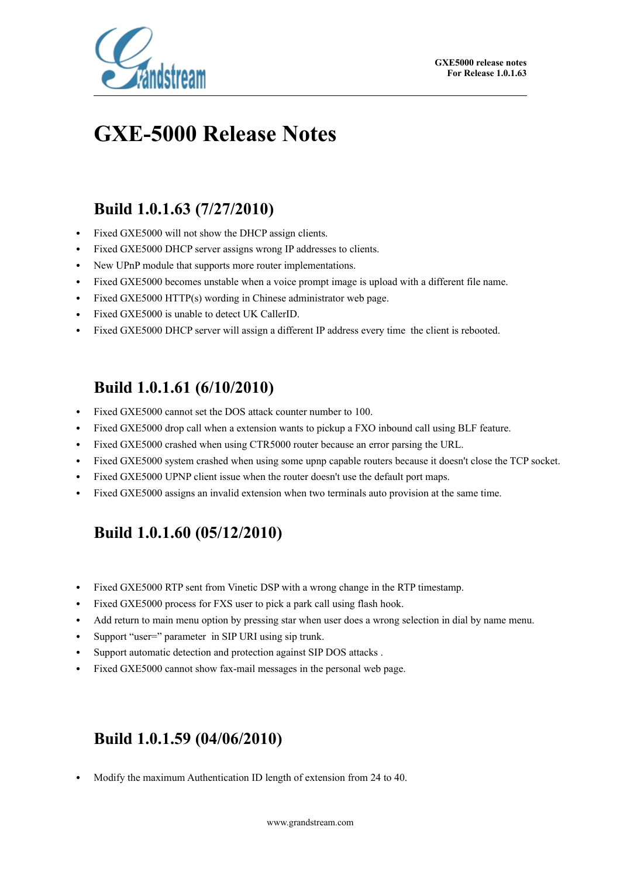# GXE-5000 Release Notes

## Build 1.0.1.63 (7/27/2010)

- Fixed GXE5000 will not show the DHCP assign clients.
- Fixed GXE5000 DHCP server assigns wrong IP addresses to clients.
- New UPnP module that supports more router implementations.
- Fixed GXE5000 becomes unstable when a voice prompt image is upload with a different file name.
- Fixed GXE5000 HTTP(s) wording in Chinese administrator web page.
- Fixed GXE5000 is unable to detect UK CallerID.
- Fixed GXE5000 DHCP server will assign a different IP address every time the client is rebooted.

## Build 1.0.1.61 (6/10/2010)

- Fixed GXE5000 cannot set the DOS attack counter number to 100.
- Fixed GXE5000 drop call when a extension wants to pickup a FXO inbound call using BLF feature.
- Fixed GXE5000 crashed when using CTR5000 router because an error parsing the URL.
- Fixed GXE5000 system crashed when using some upnp capable routers because it doesn't close the TCP socket.
- Fixed GXE5000 UPNP client issue when the router doesn't use the default port maps.
- Fixed GXE5000 assigns an invalid extension when two terminals auto provision at the same time.

## Build 1.0.1.60 (05/12/2010)

- Fixed GXE5000 RTP sent from Vinetic DSP with a wrong change in the RTP timestamp.
- Fixed GXE5000 process for FXS user to pick a park call using flash hook.
- Add return to main menu option by pressing star when user does a wrong selection in dial by name menu.
- Support "user=" parameter in SIP URI using sip trunk.
- Support automatic detection and protection against SIP DOS attacks .
- Fixed GXE5000 cannot show fax-mail messages in the personal web page.

## Build 1.0.1.59 (04/06/2010)

- Modify the maximum Authentication ID length of extension from 24 to 40.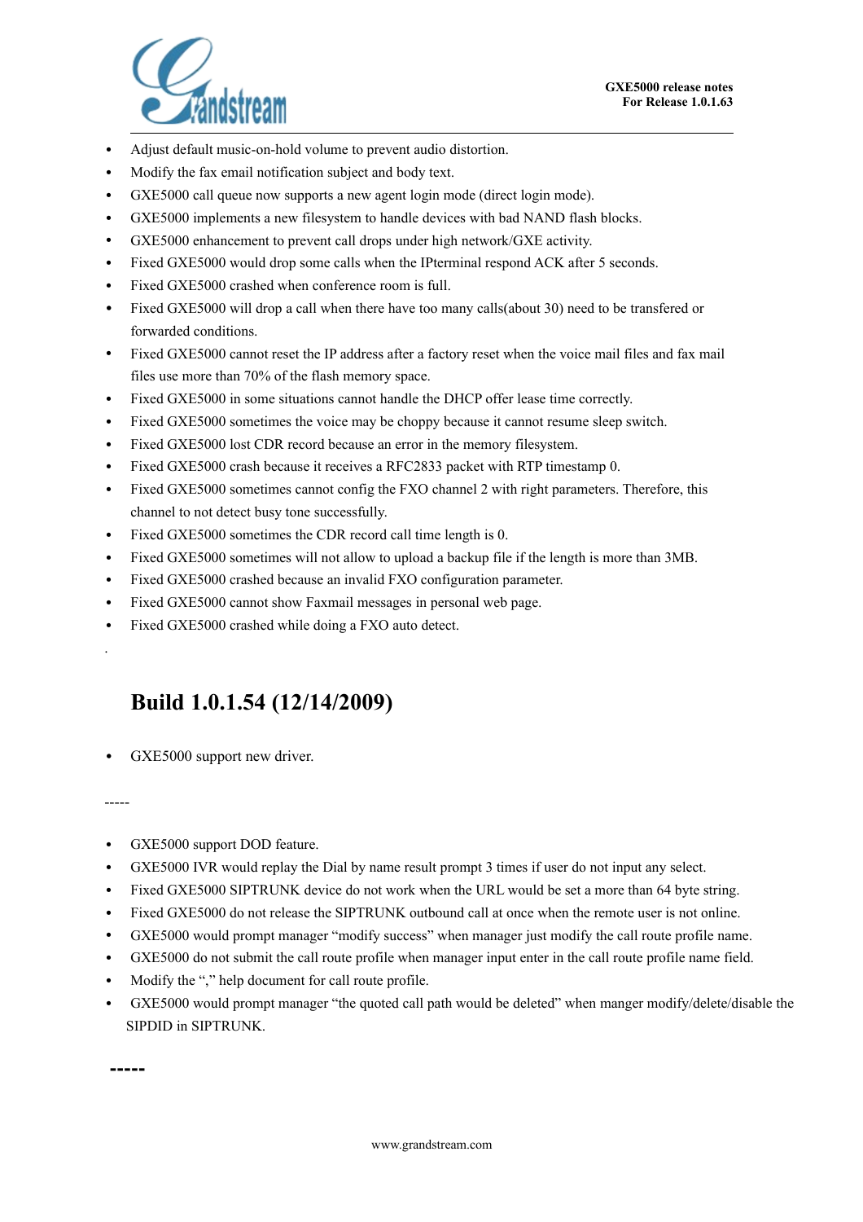- Adjust default music-on-hold volume to prevent audio distortion.
- Modify the fax email notification subject and body text.
- GXE5000 call queue now supports a new agent login mode (direct login mode).
- GXE5000 implements a new filesystem to handle devices with bad NAND flash blocks.
- GXE5000 enhancement to prevent call drops under high network/GXE activity.
- Fixed GXE5000 would drop some calls when the IPterminal respond ACK after 5 seconds.
- Fixed GXE5000 crashed when conference room is full.
- Fixed GXE5000 will drop a call when there have too many calls(about 30) need to be transfered or forwarded conditions.
- Fixed GXE5000 cannot reset the IP address after a factory reset when the voice mail files and fax mail files use more than 70% of the flash memory space.
- Fixed GXE5000 in some situations cannot handle the DHCP offer lease time correctly.
- Fixed GXE5000 sometimes the voice may be choppy because it cannot resume sleep switch.
- Fixed GXE5000 lost CDR record because an error in the memory filesystem.
- Fixed GXE5000 crash because it receives a RFC2833 packet with RTP timestamp 0.
- Fixed GXE5000 sometimes cannot config the FXO channel 2 with right parameters. Therefore, this channel to not detect busy tone successfully.
- Fixed GXE5000 sometimes the CDR record call time length is 0.
- Fixed GXE5000 sometimes will not allow to upload a backup file if the length is more than 3MB.
- Fixed GXE5000 crashed because an invalid FXO configuration parameter.
- Fixed GXE5000 cannot show Faxmail messages in personal web page.
- Fixed GXE5000 crashed while doing a FXO auto detect.

.

## Build 1.0.1.54 (12/14/2009)

- GXE5000 support new driver.

-----

- GXE5000 support DOD feature.
- GXE5000 IVR would replay the Dial by name result prompt 3 times if user do not input any select.
- Fixed GXE5000 SIPTRUNK device do not work when the URL would be set a more than 64 byte string.
- Fixed GXE5000 do not release the SIPTRUNK outbound call at once when the remote user is not online.
- GXE5000 would prompt manager "modify success" when manager just modify the call route profile name.
- GXE5000 do not submit the call route profile when manager input enter in the call route profile name field.
- Modify the "," help document for call route profile.
- GXE5000 would prompt manager "the quoted call path would be deleted" when manger modify/delete/disable the SIPDID in SIPTRUNK.

**-----**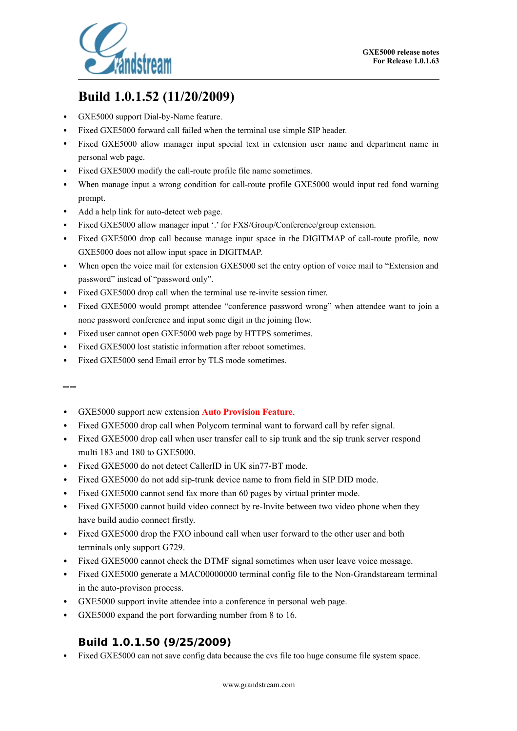# Build 1.0.1.52 (11/20/2009)

- GXE5000 support Dial-by-Name feature.
- Fixed GXE5000 forward call failed when the terminal use simple SIP header.
- Fixed GXE5000 allow manager input special text in extension user name and department name in personal web page.
- Fixed GXE5000 modify the call-route profile file name sometimes.
- When manage input a wrong condition for call-route profile GXE5000 would input red fond warning prompt.
- Add a help link for auto-detect web page.
- Fixed GXE5000 allow manager input '.' for FXS/Group/Conference/group extension.
- Fixed GXE5000 drop call because manage input space in the DIGITMAP of call-route profile, now GXE5000 does not allow input space in DIGITMAP.
- When open the voice mail for extension GXE5000 set the entry option of voice mail to "Extension and password" instead of "password only".
- Fixed GXE5000 drop call when the terminal use re-invite session timer.
- Fixed GXE5000 would prompt attendee "conference password wrong" when attendee want to join a none password conference and input some digit in the joining flow.
- Fixed user cannot open GXE5000 web page by HTTPS sometimes.
- Fixed GXE5000 lost statistic information after reboot sometimes.
- Fixed GXE5000 send Email error by TLS mode sometimes.

----

- GXE5000 support new extension **Auto Provision Feature**.
- Fixed GXE5000 drop call when Polycom terminal want to forward call by refer signal.
- Fixed GXE5000 drop call when user transfer call to sip trunk and the sip trunk server respond multi 183 and 180 to GXE5000.
- Fixed GXE5000 do not detect CallerID in UK sin77-BT mode.
- Fixed GXE5000 do not add sip-trunk device name to from field in SIP DID mode.
- Fixed GXE5000 cannot send fax more than 60 pages by virtual printer mode.
- Fixed GXE5000 cannot build video connect by re-Invite between two video phone when they have build audio connect firstly.
- Fixed GXE5000 drop the FXO inbound call when user forward to the other user and both terminals only support G729.
- Fixed GXE5000 cannot check the DTMF signal sometimes when user leave voice message.
- Fixed GXE5000 generate a MAC00000000 terminal config file to the Non-Grandstaream terminal in the auto-provison process.
- GXE5000 support invite attendee into a conference in personal web page.
- GXE5000 expand the port forwarding number from 8 to 16.

## Build 1.0.1.50 (9/25/2009)

- Fixed GXE5000 can not save config data because the cvs file too huge consume file system space.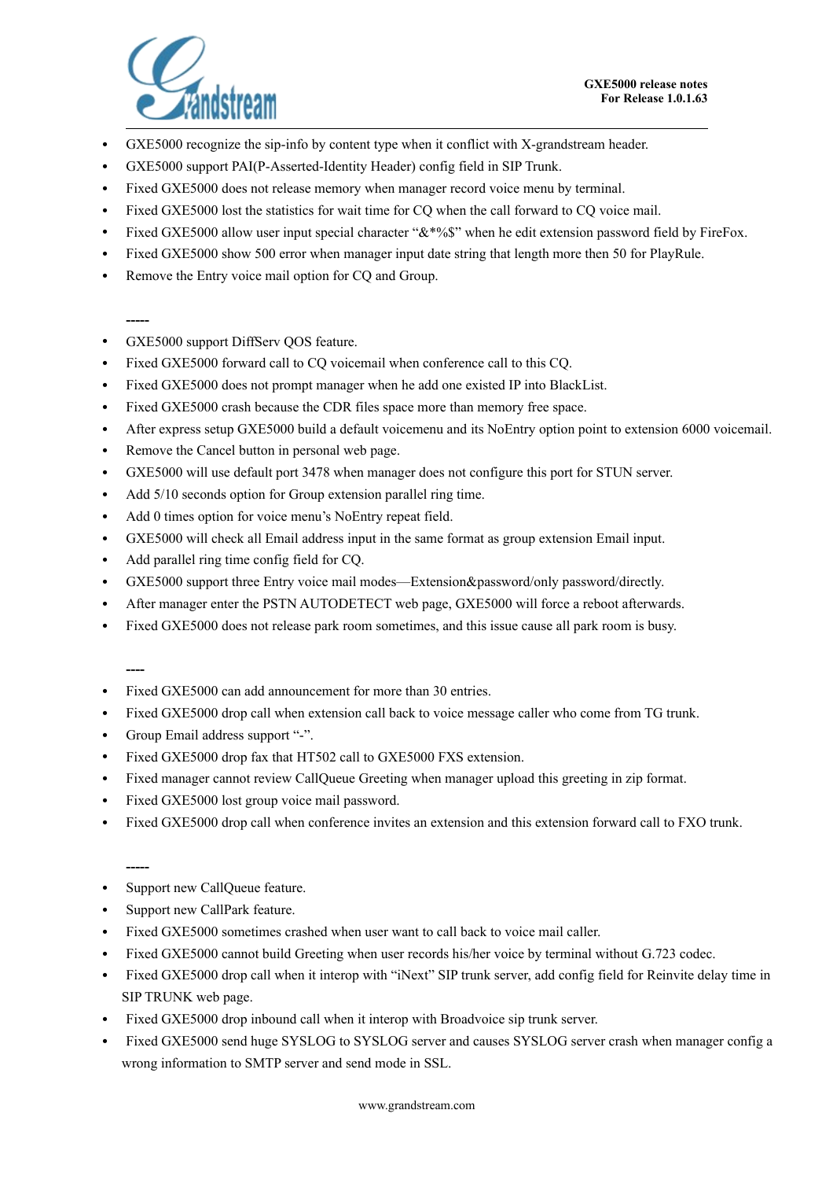- GXE5000 recognize the sip-info by content type when it conflict with X-grandstream header.
- GXE5000 support PAI(P-Asserted-Identity Header) config field in SIP Trunk.
- Fixed GXE5000 does not release memory when manager record voice menu by terminal.
- Fixed GXE5000 lost the statistics for wait time for CQ when the call forward to CQ voice mail.
- Fixed GXE5000 allow user input special character "&*%$" when he edit extension password field by FireFox.
- Fixed GXE5000 show 500 error when manager input date string that length more then 50 for PlayRule.
- Remove the Entry voice mail option for CQ and Group.

-----

- GXE5000 support DiffServ QOS feature.
- Fixed GXE5000 forward call to CQ voicemail when conference call to this CQ.
- Fixed GXE5000 does not prompt manager when he add one existed IP into BlackList.
- Fixed GXE5000 crash because the CDR files space more than memory free space.
- After express setup GXE5000 build a default voicemenu and its NoEntry option point to extension 6000 voicemail.
- Remove the Cancel button in personal web page.
- GXE5000 will use default port 3478 when manager does not configure this port for STUN server.
- Add 5/10 seconds option for Group extension parallel ring time.
- Add 0 times option for voice menu's NoEntry repeat field.
- GXE5000 will check all Email address input in the same format as group extension Email input.
- Add parallel ring time config field for CQ.
- GXE5000 support three Entry voice mail modes—Extension&password/only password/directly.
- After manager enter the PSTN AUTODETECT web page, GXE5000 will force a reboot afterwards.
- Fixed GXE5000 does not release park room sometimes, and this issue cause all park room is busy.

----

- Fixed GXE5000 can add announcement for more than 30 entries.
- Fixed GXE5000 drop call when extension call back to voice message caller who come from TG trunk.
- Group Email address support "-".
- Fixed GXE5000 drop fax that HT502 call to GXE5000 FXS extension.
- Fixed manager cannot review CallQueue Greeting when manager upload this greeting in zip format.
- Fixed GXE5000 lost group voice mail password.
- Fixed GXE5000 drop call when conference invites an extension and this extension forward call to FXO trunk.

-----

- Support new CallQueue feature.
- Support new CallPark feature.
- Fixed GXE5000 sometimes crashed when user want to call back to voice mail caller.
- Fixed GXE5000 cannot build Greeting when user records his/her voice by terminal without G.723 codec.
- Fixed GXE5000 drop call when it interop with "iNext" SIP trunk server, add config field for Reinvite delay time in SIP TRUNK web page.
- Fixed GXE5000 drop inbound call when it interop with Broadvoice sip trunk server.
- Fixed GXE5000 send huge SYSLOG to SYSLOG server and causes SYSLOG server crash when manager config a wrong information to SMTP server and send mode in SSL.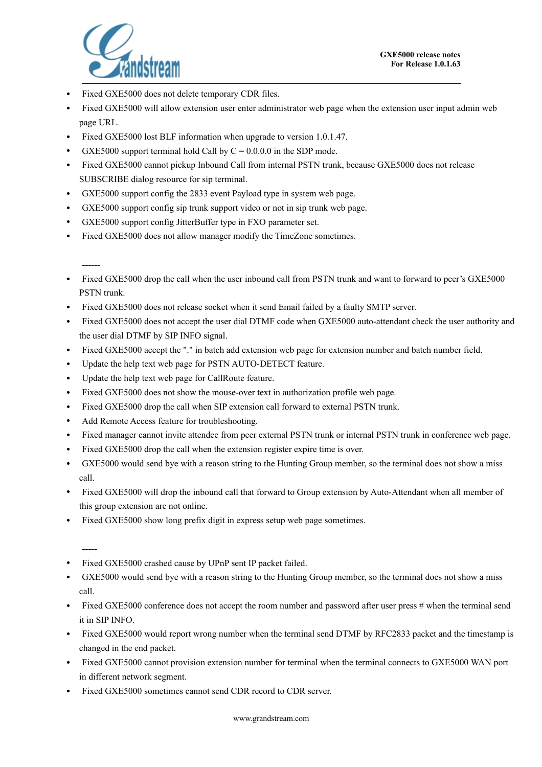- Fixed GXE5000 does not delete temporary CDR files.
- Fixed GXE5000 will allow extension user enter administrator web page when the extension user input admin web page URL.
- Fixed GXE5000 lost BLF information when upgrade to version 1.0.1.47.
- GXE5000 support terminal hold Call by C = 0.0.0.0 in the SDP mode.
- Fixed GXE5000 cannot pickup Inbound Call from internal PSTN trunk, because GXE5000 does not release SUBSCRIBE dialog resource for sip terminal.
- GXE5000 support config the 2833 event Payload type in system web page.
- GXE5000 support config sip trunk support video or not in sip trunk web page.
- GXE5000 support config JitterBuffer type in FXO parameter set.
- Fixed GXE5000 does not allow manager modify the TimeZone sometimes.

------

- Fixed GXE5000 drop the call when the user inbound call from PSTN trunk and want to forward to peer's GXE5000 PSTN trunk.
- Fixed GXE5000 does not release socket when it send Email failed by a faulty SMTP server.
- Fixed GXE5000 does not accept the user dial DTMF code when GXE5000 auto-attendant check the user authority and the user dial DTMF by SIP INFO signal.
- Fixed GXE5000 accept the "." in batch add extension web page for extension number and batch number field.
- Update the help text web page for PSTN AUTO-DETECT feature.
- Update the help text web page for CallRoute feature.
- Fixed GXE5000 does not show the mouse-over text in authorization profile web page.
- Fixed GXE5000 drop the call when SIP extension call forward to external PSTN trunk.
- Add Remote Access feature for troubleshooting.
- Fixed manager cannot invite attendee from peer external PSTN trunk or internal PSTN trunk in conference web page.
- Fixed GXE5000 drop the call when the extension register expire time is over.
- GXE5000 would send bye with a reason string to the Hunting Group member, so the terminal does not show a miss call.
- Fixed GXE5000 will drop the inbound call that forward to Group extension by Auto-Attendant when all member of this group extension are not online.
- Fixed GXE5000 show long prefix digit in express setup web page sometimes.

-----

- Fixed GXE5000 crashed cause by UPnP sent IP packet failed.
- GXE5000 would send bye with a reason string to the Hunting Group member, so the terminal does not show a miss call.
- Fixed GXE5000 conference does not accept the room number and password after user press # when the terminal send it in SIP INFO.
- Fixed GXE5000 would report wrong number when the terminal send DTMF by RFC2833 packet and the timestamp is changed in the end packet.
- Fixed GXE5000 cannot provision extension number for terminal when the terminal connects to GXE5000 WAN port in different network segment.
- Fixed GXE5000 sometimes cannot send CDR record to CDR server.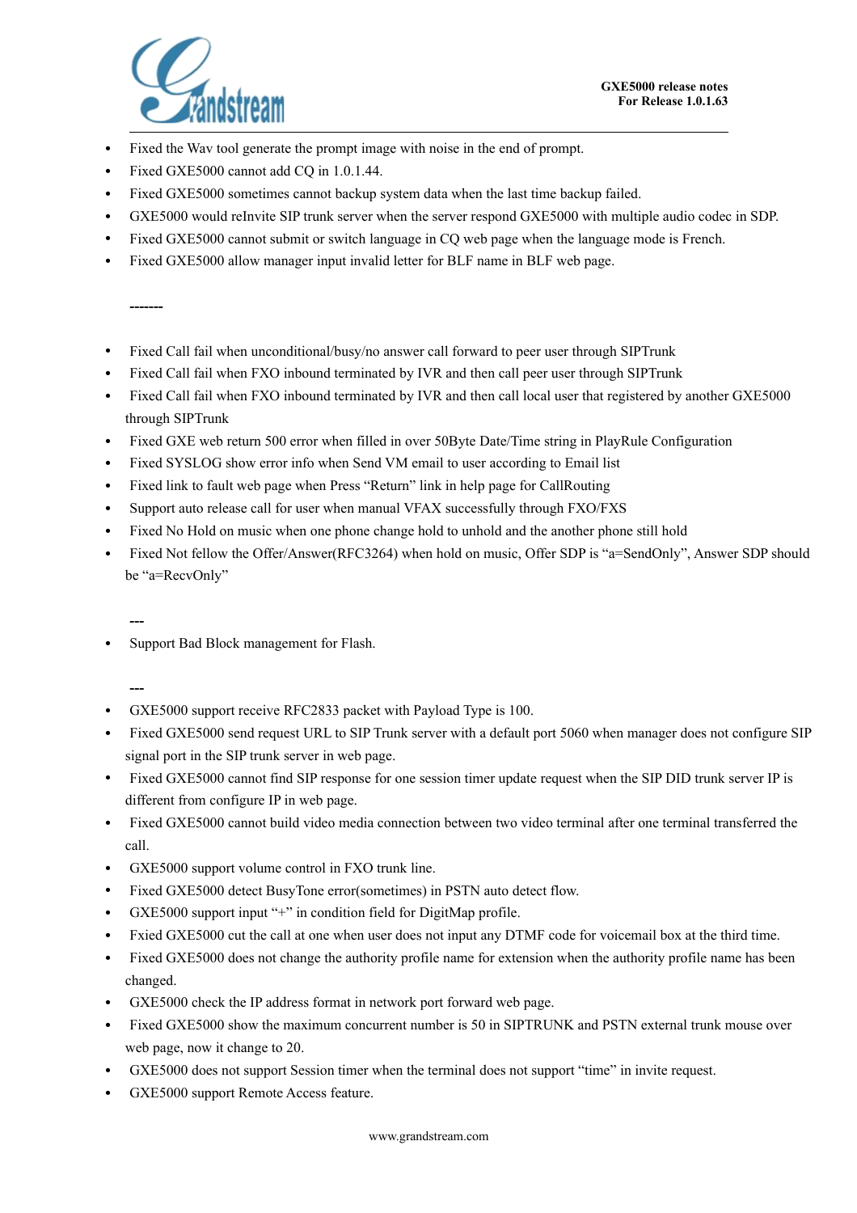- Fixed the Wav tool generate the prompt image with noise in the end of prompt.
- Fixed GXE5000 cannot add CQ in 1.0.1.44.
- Fixed GXE5000 sometimes cannot backup system data when the last time backup failed.
- GXE5000 would reInvite SIP trunk server when the server respond GXE5000 with multiple audio codec in SDP.
- Fixed GXE5000 cannot submit or switch language in CQ web page when the language mode is French.
- Fixed GXE5000 allow manager input invalid letter for BLF name in BLF web page.

-------

- Fixed Call fail when unconditional/busy/no answer call forward to peer user through SIPTrunk
- Fixed Call fail when FXO inbound terminated by IVR and then call peer user through SIPTrunk
- Fixed Call fail when FXO inbound terminated by IVR and then call local user that registered by another GXE5000 through SIPTrunk
- Fixed GXE web return 500 error when filled in over 50Byte Date/Time string in PlayRule Configuration
- Fixed SYSLOG show error info when Send VM email to user according to Email list
- Fixed link to fault web page when Press “Return” link in help page for CallRouting
- Support auto release call for user when manual VFAX successfully through FXO/FXS
- Fixed No Hold on music when one phone change hold to unhold and the another phone still hold
- Fixed Not fellow the Offer/Answer(RFC3264) when hold on music, Offer SDP is “a=SendOnly”, Answer SDP should be “a=RecvOnly”

---

- Support Bad Block management for Flash.

---

- GXE5000 support receive RFC2833 packet with Payload Type is 100.
- Fixed GXE5000 send request URL to SIP Trunk server with a default port 5060 when manager does not configure SIP signal port in the SIP trunk server in web page.
- Fixed GXE5000 cannot find SIP response for one session timer update request when the SIP DID trunk server IP is different from configure IP in web page.
- Fixed GXE5000 cannot build video media connection between two video terminal after one terminal transferred the call.
- GXE5000 support volume control in FXO trunk line.
- Fixed GXE5000 detect BusyTone error(sometimes) in PSTN auto detect flow.
- GXE5000 support input “+” in condition field for DigitMap profile.
- Fxied GXE5000 cut the call at one when user does not input any DTMF code for voicemail box at the third time.
- Fixed GXE5000 does not change the authority profile name for extension when the authority profile name has been changed.
- GXE5000 check the IP address format in network port forward web page.
- Fixed GXE5000 show the maximum concurrent number is 50 in SIPTRUNK and PSTN external trunk mouse over web page, now it change to 20.
- GXE5000 does not support Session timer when the terminal does not support “time” in invite request.
- GXE5000 support Remote Access feature.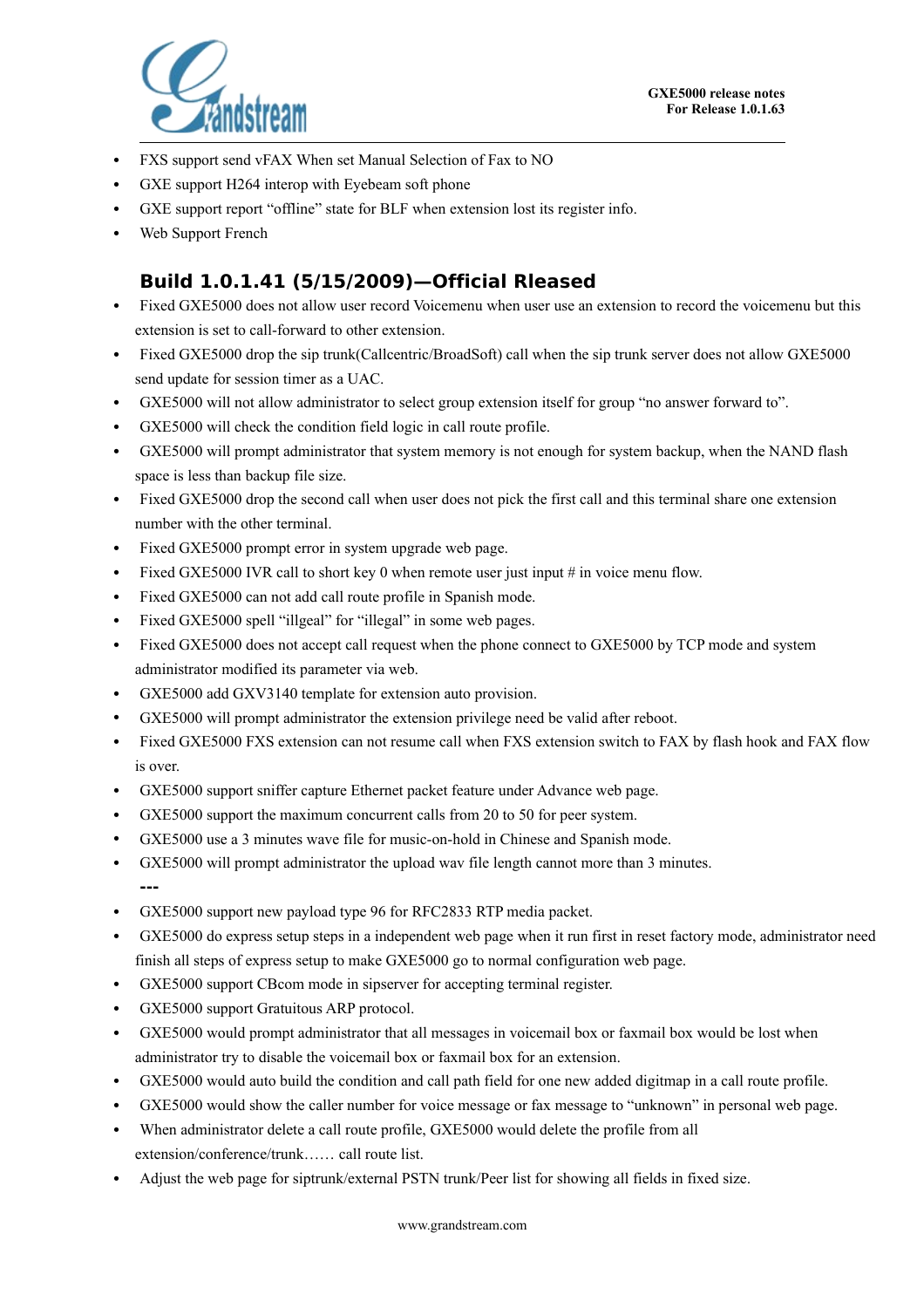- FXS support send vFAX When set Manual Selection of Fax to NO
- GXE support H264 interop with Eyebeam soft phone
- GXE support report “offline” state for BLF when extension lost its register info.
- Web Support French

## Build 1.0.1.41 (5/15/2009)—Official Rleased

- Fixed GXE5000 does not allow user record Voicemenu when user use an extension to record the voicemenu but this extension is set to call-forward to other extension.
- Fixed GXE5000 drop the sip trunk(Callcentric/BroadSoft) call when the sip trunk server does not allow GXE5000 send update for session timer as a UAC.
- GXE5000 will not allow administrator to select group extension itself for group “no answer forward to”.
- GXE5000 will check the condition field logic in call route profile.
- GXE5000 will prompt administrator that system memory is not enough for system backup, when the NAND flash space is less than backup file size.
- Fixed GXE5000 drop the second call when user does not pick the first call and this terminal share one extension number with the other terminal.
- Fixed GXE5000 prompt error in system upgrade web page.
- Fixed GXE5000 IVR call to short key 0 when remote user just input # in voice menu flow.
- Fixed GXE5000 can not add call route profile in Spanish mode.
- Fixed GXE5000 spell “illgeal” for “illegal” in some web pages.
- Fixed GXE5000 does not accept call request when the phone connect to GXE5000 by TCP mode and system administrator modified its parameter via web.
- GXE5000 add GXV3140 template for extension auto provision.
- GXE5000 will prompt administrator the extension privilege need be valid after reboot.
- Fixed GXE5000 FXS extension can not resume call when FXS extension switch to FAX by flash hook and FAX flow is over.
- GXE5000 support sniffer capture Ethernet packet feature under Advance web page.
- GXE5000 support the maximum concurrent calls from 20 to 50 for peer system.
- GXE5000 use a 3 minutes wave file for music-on-hold in Chinese and Spanish mode.
- GXE5000 will prompt administrator the upload wav file length cannot more than 3 minutes.

**---**

- GXE5000 support new payload type 96 for RFC2833 RTP media packet.
- GXE5000 do express setup steps in a independent web page when it run first in reset factory mode, administrator need finish all steps of express setup to make GXE5000 go to normal configuration web page.
- GXE5000 support CBcom mode in sipserver for accepting terminal register.
- GXE5000 support Gratuitous ARP protocol.
- GXE5000 would prompt administrator that all messages in voicemail box or faxmail box would be lost when administrator try to disable the voicemail box or faxmail box for an extension.
- GXE5000 would auto build the condition and call path field for one new added digitmap in a call route profile.
- GXE5000 would show the caller number for voice message or fax message to “unknown” in personal web page.
- When administrator delete a call route profile, GXE5000 would delete the profile from all extension/conference/trunk…… call route list.
- Adjust the web page for siptrunk/external PSTN trunk/Peer list for showing all fields in fixed size.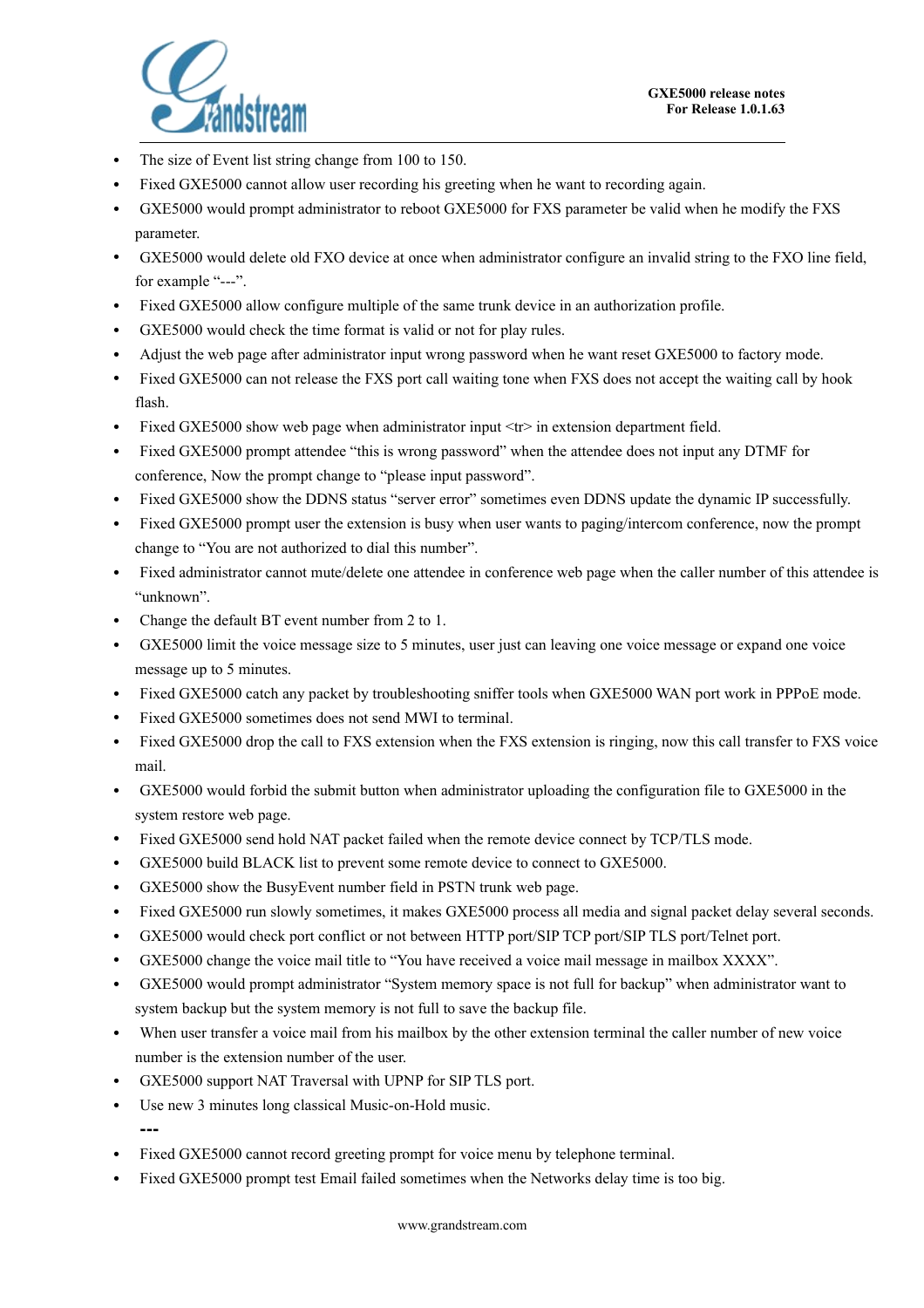- The size of Event list string change from 100 to 150.
- Fixed GXE5000 cannot allow user recording his greeting when he want to recording again.
- GXE5000 would prompt administrator to reboot GXE5000 for FXS parameter be valid when he modify the FXS parameter.
- GXE5000 would delete old FXO device at once when administrator configure an invalid string to the FXO line field, for example "---".
- Fixed GXE5000 allow configure multiple of the same trunk device in an authorization profile.
- GXE5000 would check the time format is valid or not for play rules.
- Adjust the web page after administrator input wrong password when he want reset GXE5000 to factory mode.
- Fixed GXE5000 can not release the FXS port call waiting tone when FXS does not accept the waiting call by hook flash.
- Fixed GXE5000 show web page when administrator input <tr> in extension department field.
- Fixed GXE5000 prompt attendee "this is wrong password" when the attendee does not input any DTMF for conference, Now the prompt change to "please input password".
- Fixed GXE5000 show the DDNS status "server error" sometimes even DDNS update the dynamic IP successfully.
- Fixed GXE5000 prompt user the extension is busy when user wants to paging/intercom conference, now the prompt change to "You are not authorized to dial this number".
- Fixed administrator cannot mute/delete one attendee in conference web page when the caller number of this attendee is "unknown".
- Change the default BT event number from 2 to 1.
- GXE5000 limit the voice message size to 5 minutes, user just can leaving one voice message or expand one voice message up to 5 minutes.
- Fixed GXE5000 catch any packet by troubleshooting sniffer tools when GXE5000 WAN port work in PPPoE mode.
- Fixed GXE5000 sometimes does not send MWI to terminal.
- Fixed GXE5000 drop the call to FXS extension when the FXS extension is ringing, now this call transfer to FXS voice mail.
- GXE5000 would forbid the submit button when administrator uploading the configuration file to GXE5000 in the system restore web page.
- Fixed GXE5000 send hold NAT packet failed when the remote device connect by TCP/TLS mode.
- GXE5000 build BLACK list to prevent some remote device to connect to GXE5000.
- GXE5000 show the BusyEvent number field in PSTN trunk web page.
- Fixed GXE5000 run slowly sometimes, it makes GXE5000 process all media and signal packet delay several seconds.
- GXE5000 would check port conflict or not between HTTP port/SIP TCP port/SIP TLS port/Telnet port.
- GXE5000 change the voice mail title to "You have received a voice mail message in mailbox XXXX".
- GXE5000 would prompt administrator "System memory space is not full for backup" when administrator want to system backup but the system memory is not full to save the backup file.
- When user transfer a voice mail from his mailbox by the other extension terminal the caller number of new voice number is the extension number of the user.
- GXE5000 support NAT Traversal with UPNP for SIP TLS port.
- Use new 3 minutes long classical Music-on-Hold music.

**---**

- Fixed GXE5000 cannot record greeting prompt for voice menu by telephone terminal.
- Fixed GXE5000 prompt test Email failed sometimes when the Networks delay time is too big.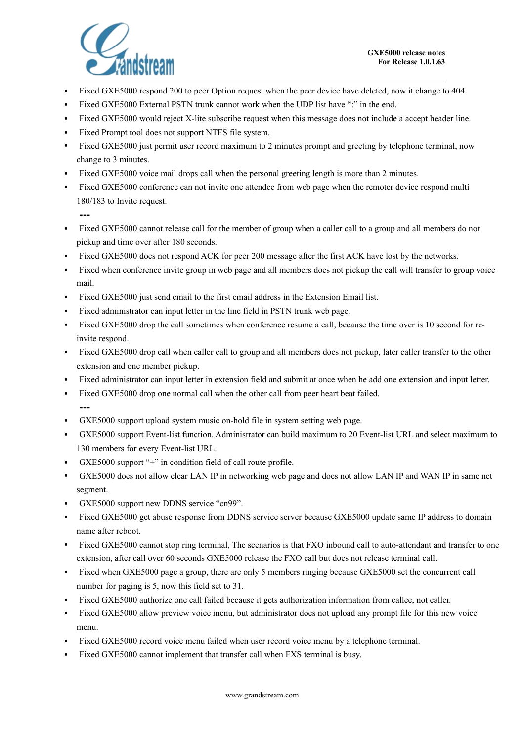- Fixed GXE5000 respond 200 to peer Option request when the peer device have deleted, now it change to 404.
- Fixed GXE5000 External PSTN trunk cannot work when the UDP list have ":" in the end.
- Fixed GXE5000 would reject X-lite subscribe request when this message does not include a accept header line.
- Fixed Prompt tool does not support NTFS file system.
- Fixed GXE5000 just permit user record maximum to 2 minutes prompt and greeting by telephone terminal, now change to 3 minutes.
- Fixed GXE5000 voice mail drops call when the personal greeting length is more than 2 minutes.
- Fixed GXE5000 conference can not invite one attendee from web page when the remoter device respond multi 180/183 to Invite request.

**---**

- Fixed GXE5000 cannot release call for the member of group when a caller call to a group and all members do not pickup and time over after 180 seconds.
- Fixed GXE5000 does not respond ACK for peer 200 message after the first ACK have lost by the networks.
- Fixed when conference invite group in web page and all members does not pickup the call will transfer to group voice mail.
- Fixed GXE5000 just send email to the first email address in the Extension Email list.
- Fixed administrator can input letter in the line field in PSTN trunk web page.
- Fixed GXE5000 drop the call sometimes when conference resume a call, because the time over is 10 second for re-invite respond.
- Fixed GXE5000 drop call when caller call to group and all members does not pickup, later caller transfer to the other extension and one member pickup.
- Fixed administrator can input letter in extension field and submit at once when he add one extension and input letter.
- Fixed GXE5000 drop one normal call when the other call from peer heart beat failed.

**---**

- GXE5000 support upload system music on-hold file in system setting web page.
- GXE5000 support Event-list function. Administrator can build maximum to 20 Event-list URL and select maximum to 130 members for every Event-list URL.
- GXE5000 support "+" in condition field of call route profile.
- GXE5000 does not allow clear LAN IP in networking web page and does not allow LAN IP and WAN IP in same net segment.
- GXE5000 support new DDNS service "cn99".
- Fixed GXE5000 get abuse response from DDNS service server because GXE5000 update same IP address to domain name after reboot.
- Fixed GXE5000 cannot stop ring terminal, The scenarios is that FXO inbound call to auto-attendant and transfer to one extension, after call over 60 seconds GXE5000 release the FXO call but does not release terminal call.
- Fixed when GXE5000 page a group, there are only 5 members ringing because GXE5000 set the concurrent call number for paging is 5, now this field set to 31.
- Fixed GXE5000 authorize one call failed because it gets authorization information from callee, not caller.
- Fixed GXE5000 allow preview voice menu, but administrator does not upload any prompt file for this new voice menu.
- Fixed GXE5000 record voice menu failed when user record voice menu by a telephone terminal.
- Fixed GXE5000 cannot implement that transfer call when FXS terminal is busy.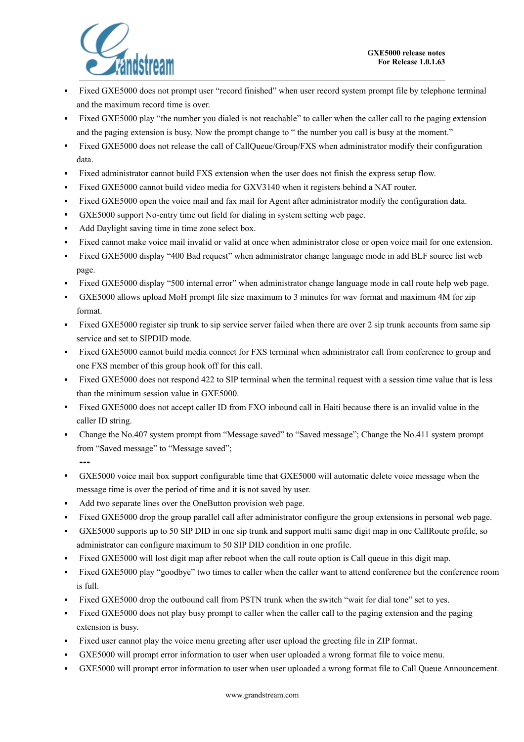- Fixed GXE5000 does not prompt user "record finished" when user record system prompt file by telephone terminal and the maximum record time is over.
- Fixed GXE5000 play "the number you dialed is not reachable" to caller when the caller call to the paging extension and the paging extension is busy. Now the prompt change to " the number you call is busy at the moment."
- Fixed GXE5000 does not release the call of CallQueue/Group/FXS when administrator modify their configuration data.
- Fixed administrator cannot build FXS extension when the user does not finish the express setup flow.
- Fixed GXE5000 cannot build video media for GXV3140 when it registers behind a NAT router.
- Fixed GXE5000 open the voice mail and fax mail for Agent after administrator modify the configuration data.
- GXE5000 support No-entry time out field for dialing in system setting web page.
- Add Daylight saving time in time zone select box.
- Fixed cannot make voice mail invalid or valid at once when administrator close or open voice mail for one extension.
- Fixed GXE5000 display "400 Bad request" when administrator change language mode in add BLF source list web page.
- Fixed GXE5000 display "500 internal error" when administrator change language mode in call route help web page.
- GXE5000 allows upload MoH prompt file size maximum to 3 minutes for wav format and maximum 4M for zip format.
- Fixed GXE5000 register sip trunk to sip service server failed when there are over 2 sip trunk accounts from same sip service and set to SIPDID mode.
- Fixed GXE5000 cannot build media connect for FXS terminal when administrator call from conference to group and one FXS member of this group hook off for this call.
- Fixed GXE5000 does not respond 422 to SIP terminal when the terminal request with a session time value that is less than the minimum session value in GXE5000.
- Fixed GXE5000 does not accept caller ID from FXO inbound call in Haiti because there is an invalid value in the caller ID string.
- Change the No.407 system prompt from "Message saved" to "Saved message"; Change the No.411 system prompt from "Saved message" to "Message saved";

**---**

- GXE5000 voice mail box support configurable time that GXE5000 will automatic delete voice message when the message time is over the period of time and it is not saved by user.
- Add two separate lines over the OneButton provision web page.
- Fixed GXE5000 drop the group parallel call after administrator configure the group extensions in personal web page.
- GXE5000 supports up to 50 SIP DID in one sip trunk and support multi same digit map in one CallRoute profile, so administrator can configure maximum to 50 SIP DID condition in one profile.
- Fixed GXE5000 will lost digit map after reboot when the call route option is Call queue in this digit map.
- Fixed GXE5000 play "goodbye" two times to caller when the caller want to attend conference but the conference room is full.
- Fixed GXE5000 drop the outbound call from PSTN trunk when the switch "wait for dial tone" set to yes.
- Fixed GXE5000 does not play busy prompt to caller when the caller call to the paging extension and the paging extension is busy.
- Fixed user cannot play the voice menu greeting after user upload the greeting file in ZIP format.
- GXE5000 will prompt error information to user when user uploaded a wrong format file to voice menu.
- GXE5000 will prompt error information to user when user uploaded a wrong format file to Call Queue Announcement.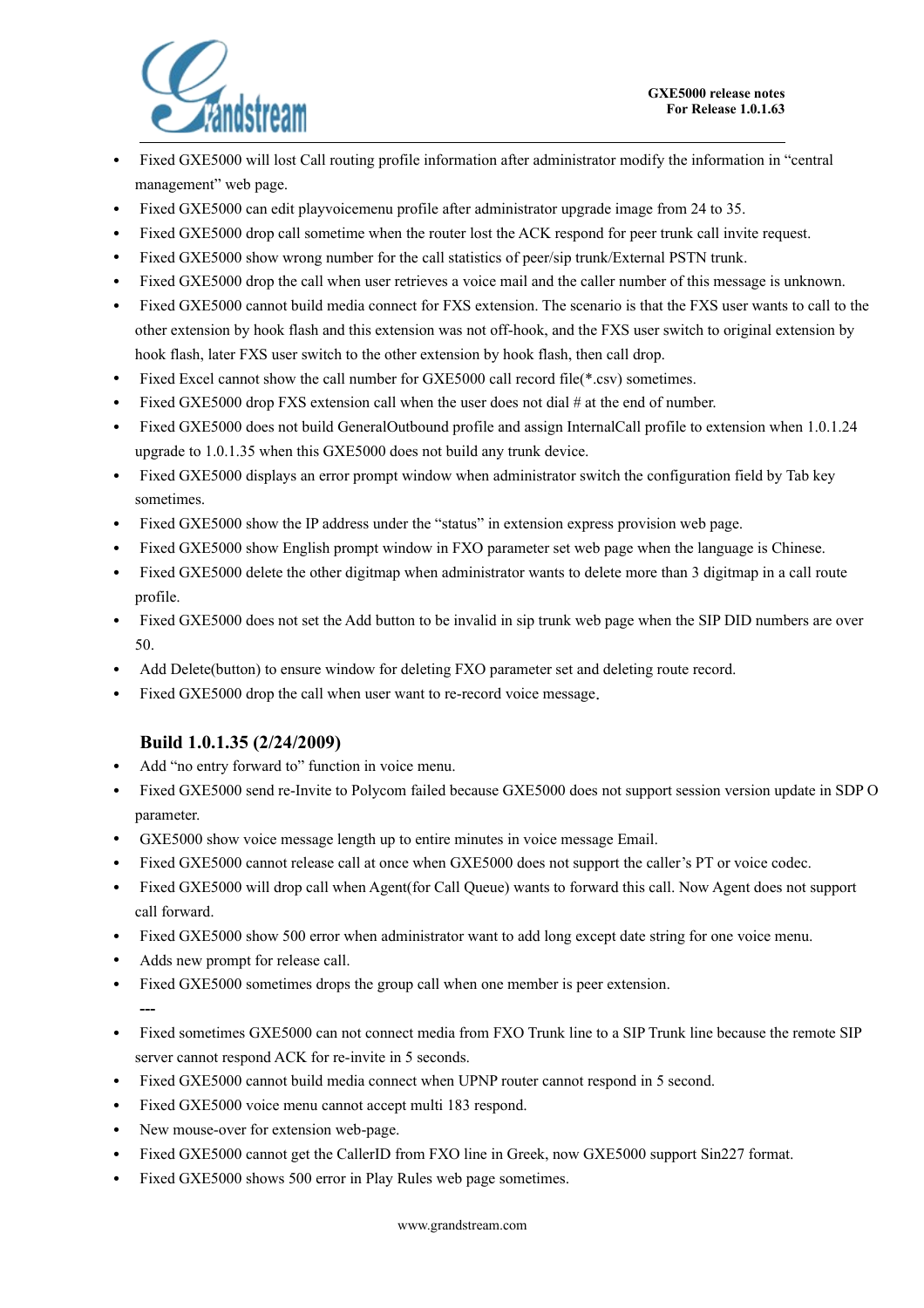- Fixed GXE5000 will lost Call routing profile information after administrator modify the information in "central management" web page.
- Fixed GXE5000 can edit playvoicemenu profile after administrator upgrade image from 24 to 35.
- Fixed GXE5000 drop call sometime when the router lost the ACK respond for peer trunk call invite request.
- Fixed GXE5000 show wrong number for the call statistics of peer/sip trunk/External PSTN trunk.
- Fixed GXE5000 drop the call when user retrieves a voice mail and the caller number of this message is unknown.
- Fixed GXE5000 cannot build media connect for FXS extension. The scenario is that the FXS user wants to call to the other extension by hook flash and this extension was not off-hook, and the FXS user switch to original extension by hook flash, later FXS user switch to the other extension by hook flash, then call drop.
- Fixed Excel cannot show the call number for GXE5000 call record file(*.csv) sometimes.
- Fixed GXE5000 drop FXS extension call when the user does not dial # at the end of number.
- Fixed GXE5000 does not build GeneralOutbound profile and assign InternalCall profile to extension when 1.0.1.24 upgrade to 1.0.1.35 when this GXE5000 does not build any trunk device.
- Fixed GXE5000 displays an error prompt window when administrator switch the configuration field by Tab key sometimes.
- Fixed GXE5000 show the IP address under the "status" in extension express provision web page.
- Fixed GXE5000 show English prompt window in FXO parameter set web page when the language is Chinese.
- Fixed GXE5000 delete the other digitmap when administrator wants to delete more than 3 digitmap in a call route profile.
- Fixed GXE5000 does not set the Add button to be invalid in sip trunk web page when the SIP DID numbers are over 50.
- Add Delete(button) to ensure window for deleting FXO parameter set and deleting route record.
- Fixed GXE5000 drop the call when user want to re-record voice message.

### Build 1.0.1.35 (2/24/2009)

- Add "no entry forward to" function in voice menu.
- Fixed GXE5000 send re-Invite to Polycom failed because GXE5000 does not support session version update in SDP O parameter.
- GXE5000 show voice message length up to entire minutes in voice message Email.
- Fixed GXE5000 cannot release call at once when GXE5000 does not support the caller's PT or voice codec.
- Fixed GXE5000 will drop call when Agent(for Call Queue) wants to forward this call. Now Agent does not support call forward.
- Fixed GXE5000 show 500 error when administrator want to add long except date string for one voice menu.
- Adds new prompt for release call.
- Fixed GXE5000 sometimes drops the group call when one member is peer extension.

---

- Fixed sometimes GXE5000 can not connect media from FXO Trunk line to a SIP Trunk line because the remote SIP server cannot respond ACK for re-invite in 5 seconds.
- Fixed GXE5000 cannot build media connect when UPNP router cannot respond in 5 second.
- Fixed GXE5000 voice menu cannot accept multi 183 respond.
- New mouse-over for extension web-page.
- Fixed GXE5000 cannot get the CallerID from FXO line in Greek, now GXE5000 support Sin227 format.
- Fixed GXE5000 shows 500 error in Play Rules web page sometimes.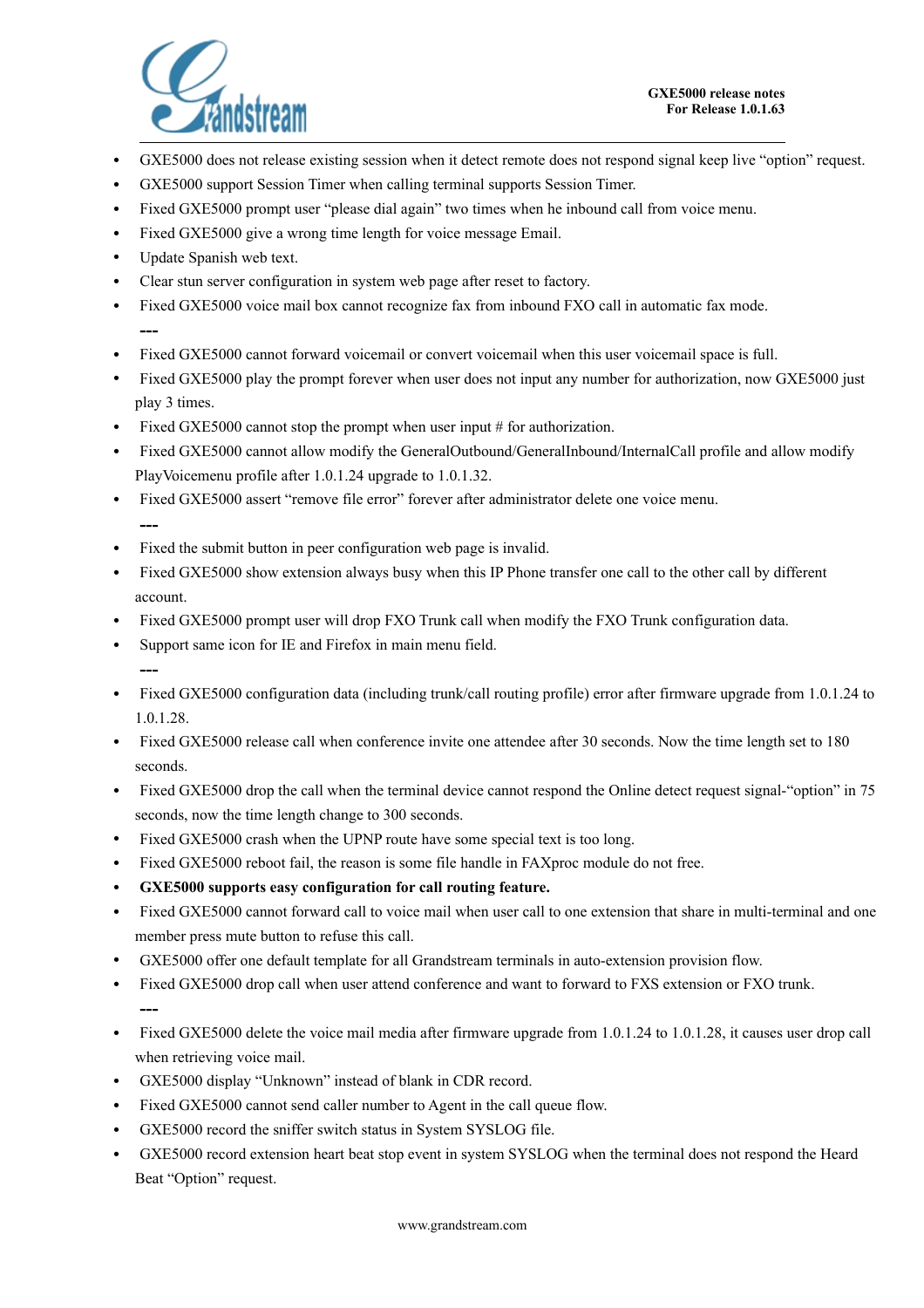- GXE5000 does not release existing session when it detect remote does not respond signal keep live “option” request.
- GXE5000 support Session Timer when calling terminal supports Session Timer.
- Fixed GXE5000 prompt user “please dial again” two times when he inbound call from voice menu.
- Fixed GXE5000 give a wrong time length for voice message Email.
- Update Spanish web text.
- Clear stun server configuration in system web page after reset to factory.
- Fixed GXE5000 voice mail box cannot recognize fax from inbound FXO call in automatic fax mode.

---

- Fixed GXE5000 cannot forward voicemail or convert voicemail when this user voicemail space is full.
- Fixed GXE5000 play the prompt forever when user does not input any number for authorization, now GXE5000 just play 3 times.
- Fixed GXE5000 cannot stop the prompt when user input # for authorization.
- Fixed GXE5000 cannot allow modify the GeneralOutbound/GeneralInbound/InternalCall profile and allow modify PlayVoicemenu profile after 1.0.1.24 upgrade to 1.0.1.32.
- Fixed GXE5000 assert “remove file error” forever after administrator delete one voice menu.

---

- Fixed the submit button in peer configuration web page is invalid.
- Fixed GXE5000 show extension always busy when this IP Phone transfer one call to the other call by different account.
- Fixed GXE5000 prompt user will drop FXO Trunk call when modify the FXO Trunk configuration data.
- Support same icon for IE and Firefox in main menu field.

---

- Fixed GXE5000 configuration data (including trunk/call routing profile) error after firmware upgrade from 1.0.1.24 to 1.0.1.28.
- Fixed GXE5000 release call when conference invite one attendee after 30 seconds. Now the time length set to 180 seconds.
- Fixed GXE5000 drop the call when the terminal device cannot respond the Online detect request signal-“option” in 75 seconds, now the time length change to 300 seconds.
- Fixed GXE5000 crash when the UPNP route have some special text is too long.
- Fixed GXE5000 reboot fail, the reason is some file handle in FAXproc module do not free.
- **GXE5000 supports easy configuration for call routing feature.**
- Fixed GXE5000 cannot forward call to voice mail when user call to one extension that share in multi-terminal and one member press mute button to refuse this call.
- GXE5000 offer one default template for all Grandstream terminals in auto-extension provision flow.
- Fixed GXE5000 drop call when user attend conference and want to forward to FXS extension or FXO trunk.

---

- Fixed GXE5000 delete the voice mail media after firmware upgrade from 1.0.1.24 to 1.0.1.28, it causes user drop call when retrieving voice mail.
- GXE5000 display “Unknown” instead of blank in CDR record.
- Fixed GXE5000 cannot send caller number to Agent in the call queue flow.
- GXE5000 record the sniffer switch status in System SYSLOG file.
- GXE5000 record extension heart beat stop event in system SYSLOG when the terminal does not respond the Heard Beat “Option” request.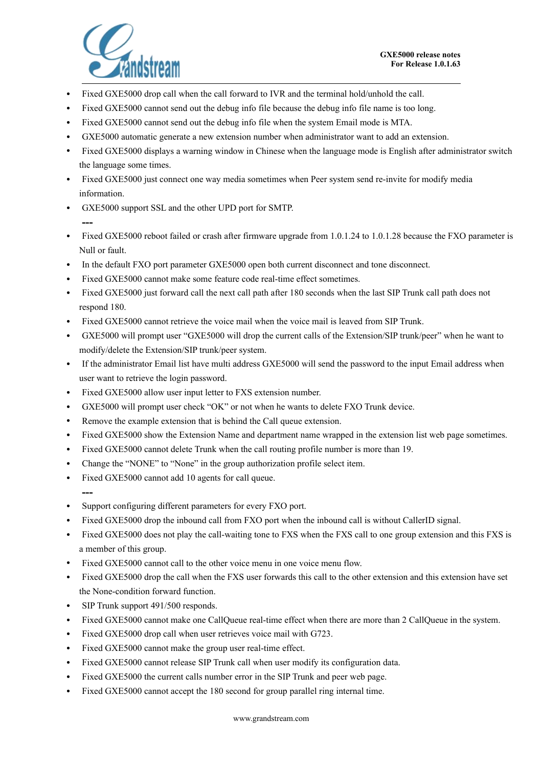- Fixed GXE5000 drop call when the call forward to IVR and the terminal hold/unhold the call.
- Fixed GXE5000 cannot send out the debug info file because the debug info file name is too long.
- Fixed GXE5000 cannot send out the debug info file when the system Email mode is MTA.
- GXE5000 automatic generate a new extension number when administrator want to add an extension.
- Fixed GXE5000 displays a warning window in Chinese when the language mode is English after administrator switch the language some times.
- Fixed GXE5000 just connect one way media sometimes when Peer system send re-invite for modify media information.
- GXE5000 support SSL and the other UPD port for SMTP.

---

- Fixed GXE5000 reboot failed or crash after firmware upgrade from 1.0.1.24 to 1.0.1.28 because the FXO parameter is Null or fault.
- In the default FXO port parameter GXE5000 open both current disconnect and tone disconnect.
- Fixed GXE5000 cannot make some feature code real-time effect sometimes.
- Fixed GXE5000 just forward call the next call path after 180 seconds when the last SIP Trunk call path does not respond 180.
- Fixed GXE5000 cannot retrieve the voice mail when the voice mail is leaved from SIP Trunk.
- GXE5000 will prompt user "GXE5000 will drop the current calls of the Extension/SIP trunk/peer" when he want to modify/delete the Extension/SIP trunk/peer system.
- If the administrator Email list have multi address GXE5000 will send the password to the input Email address when user want to retrieve the login password.
- Fixed GXE5000 allow user input letter to FXS extension number.
- GXE5000 will prompt user check "OK" or not when he wants to delete FXO Trunk device.
- Remove the example extension that is behind the Call queue extension.
- Fixed GXE5000 show the Extension Name and department name wrapped in the extension list web page sometimes.
- Fixed GXE5000 cannot delete Trunk when the call routing profile number is more than 19.
- Change the "NONE" to "None" in the group authorization profile select item.
- Fixed GXE5000 cannot add 10 agents for call queue.

---

- Support configuring different parameters for every FXO port.
- Fixed GXE5000 drop the inbound call from FXO port when the inbound call is without CallerID signal.
- Fixed GXE5000 does not play the call-waiting tone to FXS when the FXS call to one group extension and this FXS is a member of this group.
- Fixed GXE5000 cannot call to the other voice menu in one voice menu flow.
- Fixed GXE5000 drop the call when the FXS user forwards this call to the other extension and this extension have set the None-condition forward function.
- SIP Trunk support 491/500 responds.
- Fixed GXE5000 cannot make one CallQueue real-time effect when there are more than 2 CallQueue in the system.
- Fixed GXE5000 drop call when user retrieves voice mail with G723.
- Fixed GXE5000 cannot make the group user real-time effect.
- Fixed GXE5000 cannot release SIP Trunk call when user modify its configuration data.
- Fixed GXE5000 the current calls number error in the SIP Trunk and peer web page.
- Fixed GXE5000 cannot accept the 180 second for group parallel ring internal time.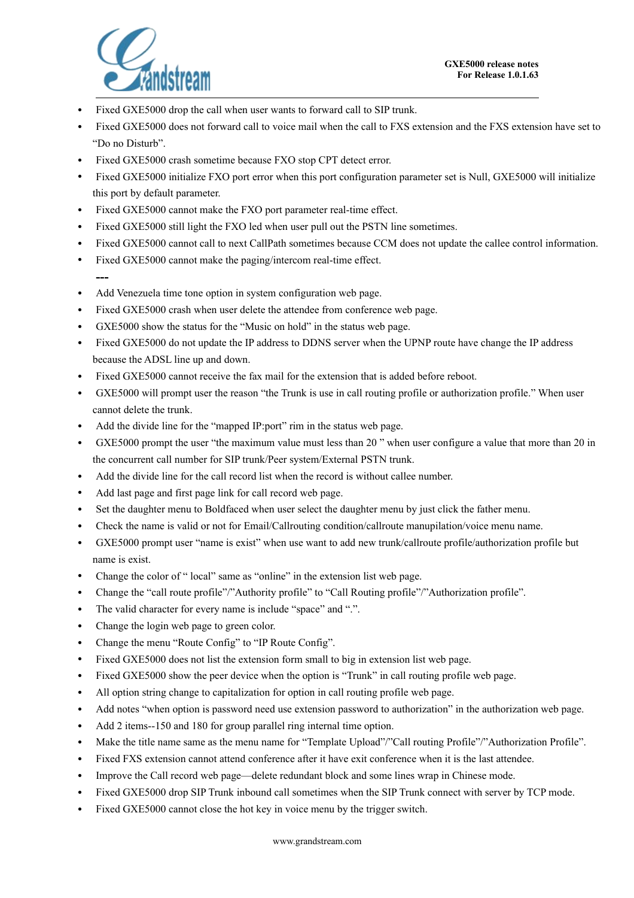- Fixed GXE5000 drop the call when user wants to forward call to SIP trunk.
- Fixed GXE5000 does not forward call to voice mail when the call to FXS extension and the FXS extension have set to "Do no Disturb".
- Fixed GXE5000 crash sometime because FXO stop CPT detect error.
- Fixed GXE5000 initialize FXO port error when this port configuration parameter set is Null, GXE5000 will initialize this port by default parameter.
- Fixed GXE5000 cannot make the FXO port parameter real-time effect.
- Fixed GXE5000 still light the FXO led when user pull out the PSTN line sometimes.
- Fixed GXE5000 cannot call to next CallPath sometimes because CCM does not update the callee control information.
- Fixed GXE5000 cannot make the paging/intercom real-time effect.

---

- Add Venezuela time tone option in system configuration web page.
- Fixed GXE5000 crash when user delete the attendee from conference web page.
- GXE5000 show the status for the "Music on hold" in the status web page.
- Fixed GXE5000 do not update the IP address to DDNS server when the UPNP route have change the IP address because the ADSL line up and down.
- Fixed GXE5000 cannot receive the fax mail for the extension that is added before reboot.
- GXE5000 will prompt user the reason "the Trunk is use in call routing profile or authorization profile." When user cannot delete the trunk.
- Add the divide line for the "mapped IP:port" rim in the status web page.
- GXE5000 prompt the user "the maximum value must less than 20 " when user configure a value that more than 20 in the concurrent call number for SIP trunk/Peer system/External PSTN trunk.
- Add the divide line for the call record list when the record is without callee number.
- Add last page and first page link for call record web page.
- Set the daughter menu to Boldfaced when user select the daughter menu by just click the father menu.
- Check the name is valid or not for Email/Callrouting condition/callroute manupilation/voice menu name.
- GXE5000 prompt user "name is exist" when use want to add new trunk/callroute profile/authorization profile but name is exist.
- Change the color of " local" same as "online" in the extension list web page.
- Change the "call route profile"/"Authority profile" to "Call Routing profile"/"Authorization profile".
- The valid character for every name is include "space" and ".".
- Change the login web page to green color.
- Change the menu "Route Config" to "IP Route Config".
- Fixed GXE5000 does not list the extension form small to big in extension list web page.
- Fixed GXE5000 show the peer device when the option is "Trunk" in call routing profile web page.
- All option string change to capitalization for option in call routing profile web page.
- Add notes "when option is password need use extension password to authorization" in the authorization web page.
- Add 2 items--150 and 180 for group parallel ring internal time option.
- Make the title name same as the menu name for "Template Upload"/"Call routing Profile"/"Authorization Profile".
- Fixed FXS extension cannot attend conference after it have exit conference when it is the last attendee.
- Improve the Call record web page—delete redundant block and some lines wrap in Chinese mode.
- Fixed GXE5000 drop SIP Trunk inbound call sometimes when the SIP Trunk connect with server by TCP mode.
- Fixed GXE5000 cannot close the hot key in voice menu by the trigger switch.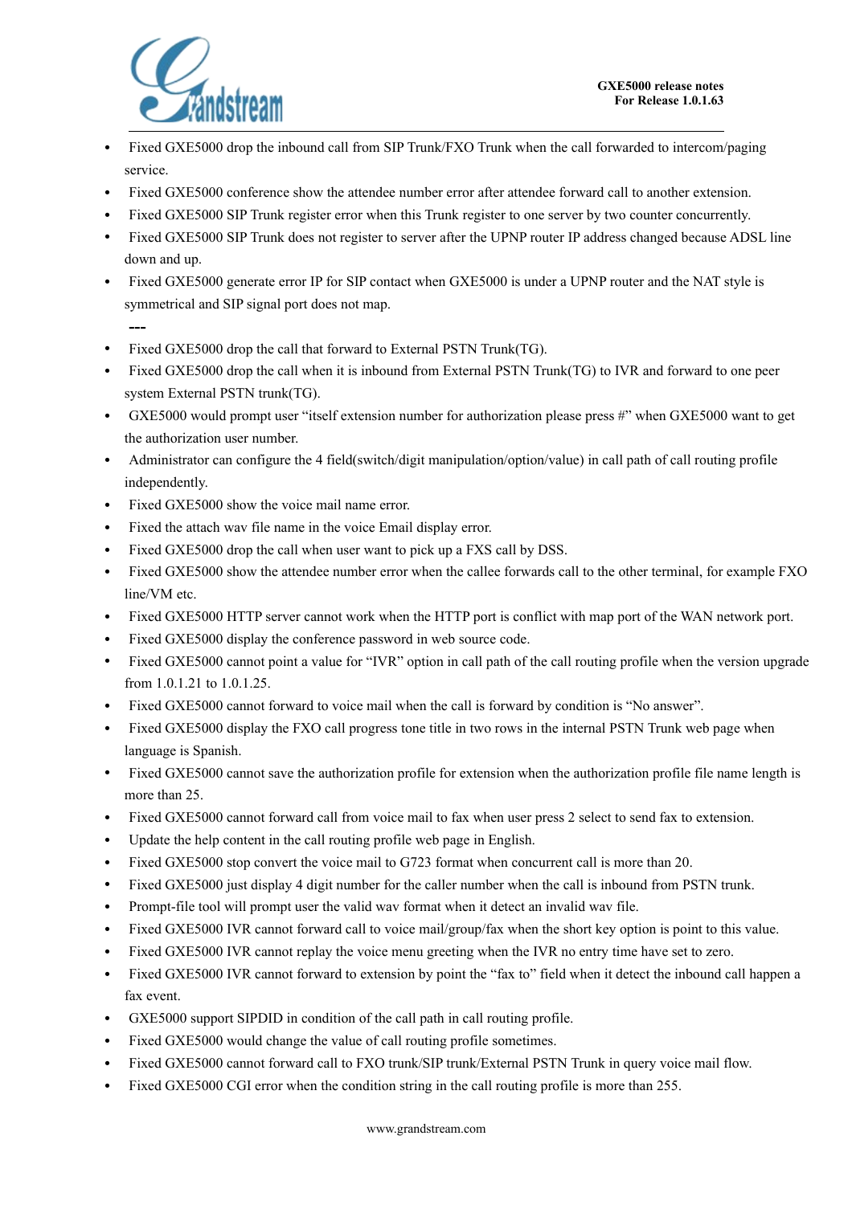- Fixed GXE5000 drop the inbound call from SIP Trunk/FXO Trunk when the call forwarded to intercom/paging service.
- Fixed GXE5000 conference show the attendee number error after attendee forward call to another extension.
- Fixed GXE5000 SIP Trunk register error when this Trunk register to one server by two counter concurrently.
- Fixed GXE5000 SIP Trunk does not register to server after the UPNP router IP address changed because ADSL line down and up.
- Fixed GXE5000 generate error IP for SIP contact when GXE5000 is under a UPNP router and the NAT style is symmetrical and SIP signal port does not map.

---

- Fixed GXE5000 drop the call that forward to External PSTN Trunk(TG).
- Fixed GXE5000 drop the call when it is inbound from External PSTN Trunk(TG) to IVR and forward to one peer system External PSTN trunk(TG).
- GXE5000 would prompt user "itself extension number for authorization please press #" when GXE5000 want to get the authorization user number.
- Administrator can configure the 4 field(switch/digit manipulation/option/value) in call path of call routing profile independently.
- Fixed GXE5000 show the voice mail name error.
- Fixed the attach wav file name in the voice Email display error.
- Fixed GXE5000 drop the call when user want to pick up a FXS call by DSS.
- Fixed GXE5000 show the attendee number error when the callee forwards call to the other terminal, for example FXO line/VM etc.
- Fixed GXE5000 HTTP server cannot work when the HTTP port is conflict with map port of the WAN network port.
- Fixed GXE5000 display the conference password in web source code.
- Fixed GXE5000 cannot point a value for "IVR" option in call path of the call routing profile when the version upgrade from 1.0.1.21 to 1.0.1.25.
- Fixed GXE5000 cannot forward to voice mail when the call is forward by condition is "No answer".
- Fixed GXE5000 display the FXO call progress tone title in two rows in the internal PSTN Trunk web page when language is Spanish.
- Fixed GXE5000 cannot save the authorization profile for extension when the authorization profile file name length is more than 25.
- Fixed GXE5000 cannot forward call from voice mail to fax when user press 2 select to send fax to extension.
- Update the help content in the call routing profile web page in English.
- Fixed GXE5000 stop convert the voice mail to G723 format when concurrent call is more than 20.
- Fixed GXE5000 just display 4 digit number for the caller number when the call is inbound from PSTN trunk.
- Prompt-file tool will prompt user the valid wav format when it detect an invalid wav file.
- Fixed GXE5000 IVR cannot forward call to voice mail/group/fax when the short key option is point to this value.
- Fixed GXE5000 IVR cannot replay the voice menu greeting when the IVR no entry time have set to zero.
- Fixed GXE5000 IVR cannot forward to extension by point the "fax to" field when it detect the inbound call happen a fax event.
- GXE5000 support SIPDID in condition of the call path in call routing profile.
- Fixed GXE5000 would change the value of call routing profile sometimes.
- Fixed GXE5000 cannot forward call to FXO trunk/SIP trunk/External PSTN Trunk in query voice mail flow.
- Fixed GXE5000 CGI error when the condition string in the call routing profile is more than 255.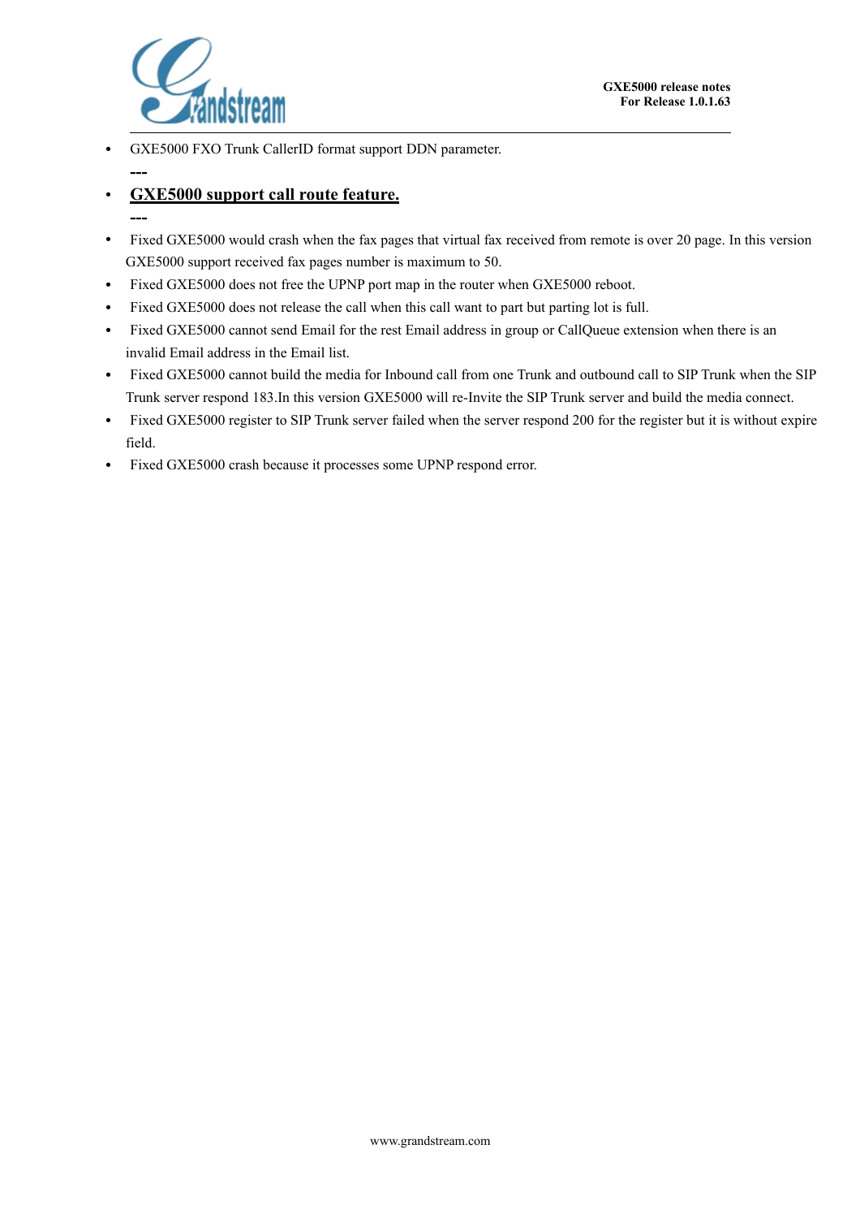- GXE5000 FXO Trunk CallerID format support DDN parameter.

**---**

- **<u>GXE5000 support call route feature.</u>**

**---**

- Fixed GXE5000 would crash when the fax pages that virtual fax received from remote is over 20 page. In this version GXE5000 support received fax pages number is maximum to 50.
- Fixed GXE5000 does not free the UPNP port map in the router when GXE5000 reboot.
- Fixed GXE5000 does not release the call when this call want to part but parting lot is full.
- Fixed GXE5000 cannot send Email for the rest Email address in group or CallQueue extension when there is an invalid Email address in the Email list.
- Fixed GXE5000 cannot build the media for Inbound call from one Trunk and outbound call to SIP Trunk when the SIP Trunk server respond 183.In this version GXE5000 will re-Invite the SIP Trunk server and build the media connect.
- Fixed GXE5000 register to SIP Trunk server failed when the server respond 200 for the register but it is without expire field.
- Fixed GXE5000 crash because it processes some UPNP respond error.